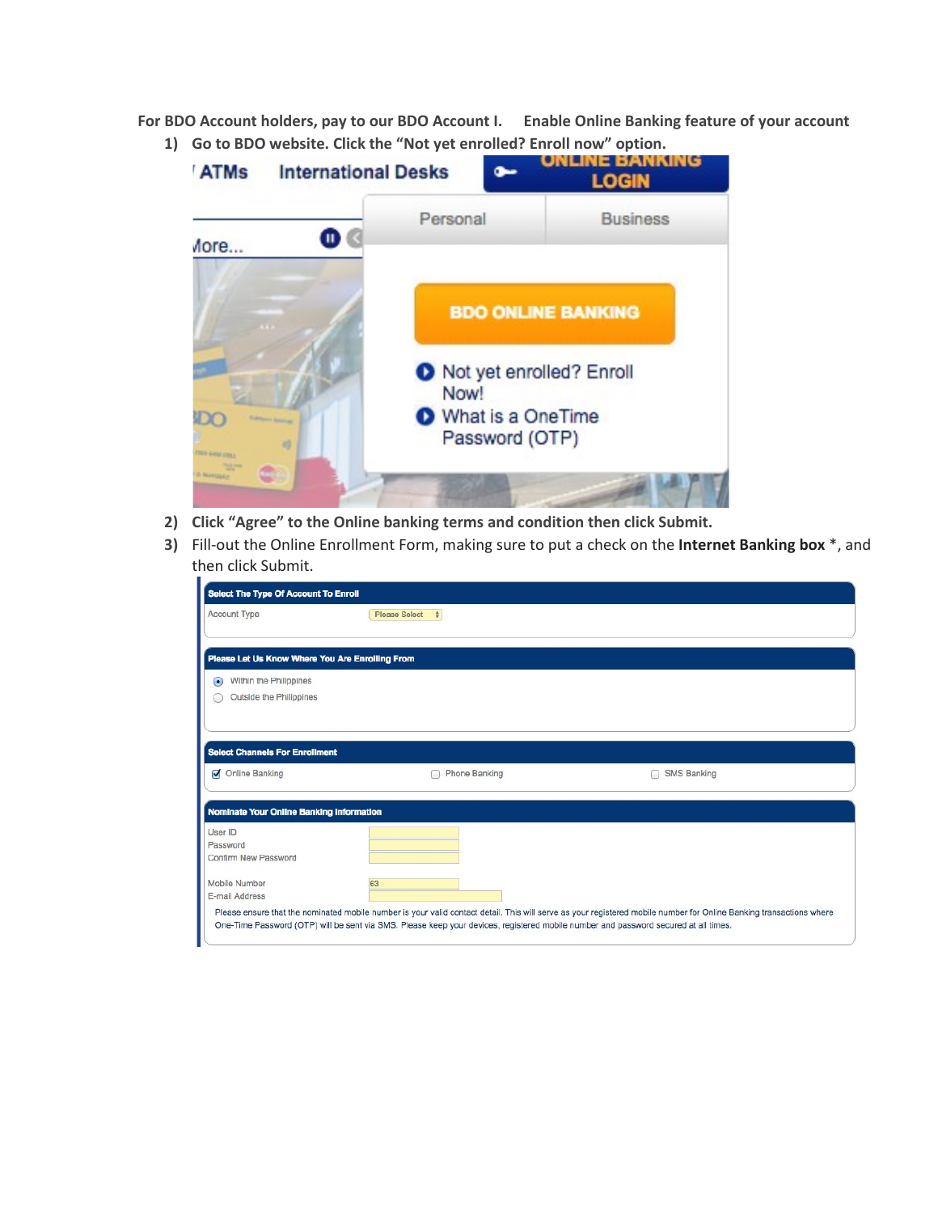For BDO Account holders, pay to our BDO Account I. Enable Online Banking feature of your account

1) Go to BDO website. Click the “Not yet enrolled? Enroll now” option.

ATMs | International Desks | ONLINE BANKING LOGIN

More...

Personal | Business

BDO ONLINE BANKING

- Not yet enrolled? Enroll Now!
- What is a OneTime Password (OTP)

2) Click “Agree” to the Online banking terms and condition then click Submit.
3) Fill-out the Online Enrollment Form, making sure to put a check on the **Internet Banking box** *, and then click Submit.

**Select The Type Of Account To Enroll**

Account Type: Please Select

**Please Let Us Know Where You Are Enrolling From**

- (•) Within the Philippines
- ( ) Outside the Philippines

**Select Channels For Enrollment**

- [x] Online Banking
- [ ] Phone Banking
- [ ] SMS Banking

**Nominate Your Online Banking Information**

User ID

Password

Confirm New Password

Mobile Number: 63

E-mail Address

Please ensure that the nominated mobile number is your valid contact detail. This will serve as your registered mobile number for Online Banking transactions where One-Time Password (OTP) will be sent via SMS. Please keep your devices, registered mobile number and password secured at all times.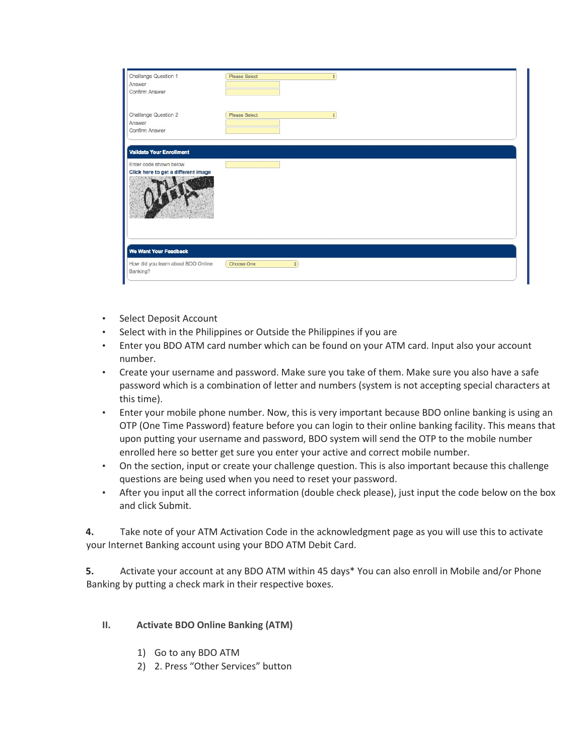Challenge Question 1 | Please Select
Answer
Confirm Answer

Challenge Question 2 | Please Select
Answer
Confirm Answer

**Validate Your Enrollment**

Enter code shown below
Click here to get a different image

**We Want Your Feedback**

How did you learn about BDO Online Banking? | Choose One

- Select Deposit Account
- Select with in the Philippines or Outside the Philippines if you are
- Enter you BDO ATM card number which can be found on your ATM card. Input also your account number.
- Create your username and password. Make sure you take of them. Make sure you also have a safe password which is a combination of letter and numbers (system is not accepting special characters at this time).
- Enter your mobile phone number. Now, this is very important because BDO online banking is using an OTP (One Time Password) feature before you can login to their online banking facility. This means that upon putting your username and password, BDO system will send the OTP to the mobile number enrolled here so better get sure you enter your active and correct mobile number.
- On the section, input or create your challenge question. This is also important because this challenge questions are being used when you need to reset your password.
- After you input all the correct information (double check please), just input the code below on the box and click Submit.

**4.** Take note of your ATM Activation Code in the acknowledgment page as you will use this to activate your Internet Banking account using your BDO ATM Debit Card.

**5.** Activate your account at any BDO ATM within 45 days* You can also enroll in Mobile and/or Phone Banking by putting a check mark in their respective boxes.

## II. Activate BDO Online Banking (ATM)

1) Go to any BDO ATM
2) 2. Press "Other Services" button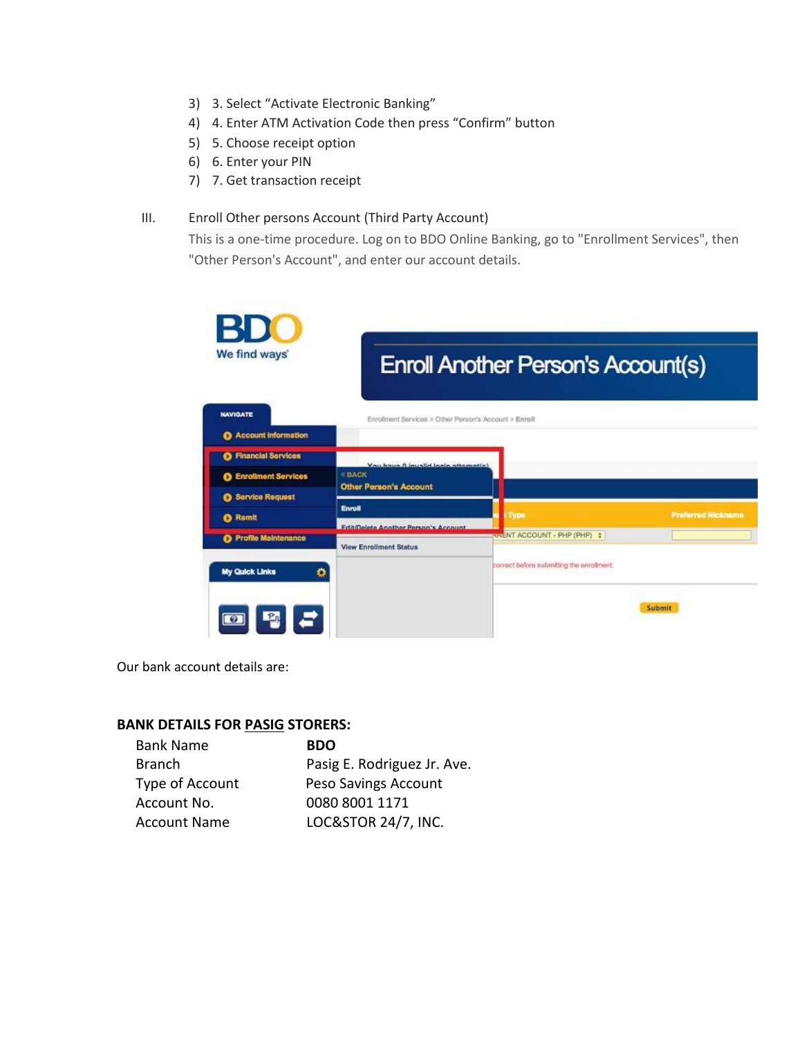3) 3. Select "Activate Electronic Banking"
4) 4. Enter ATM Activation Code then press "Confirm" button
5) 5. Choose receipt option
6) 6. Enter your PIN
7) 7. Get transaction receipt

III. Enroll Other persons Account (Third Party Account)

This is a one-time procedure. Log on to BDO Online Banking, go to "Enrollment Services", then "Other Person's Account", and enter our account details.

Our bank account details are:

**BANK DETAILS FOR PASIG STORERS:**

| | |
|---|---|
| Bank Name | **BDO** |
| Branch | Pasig E. Rodriguez Jr. Ave. |
| Type of Account | Peso Savings Account |
| Account No. | 0080 8001 1171 |
| Account Name | LOC&STOR 24/7, INC. |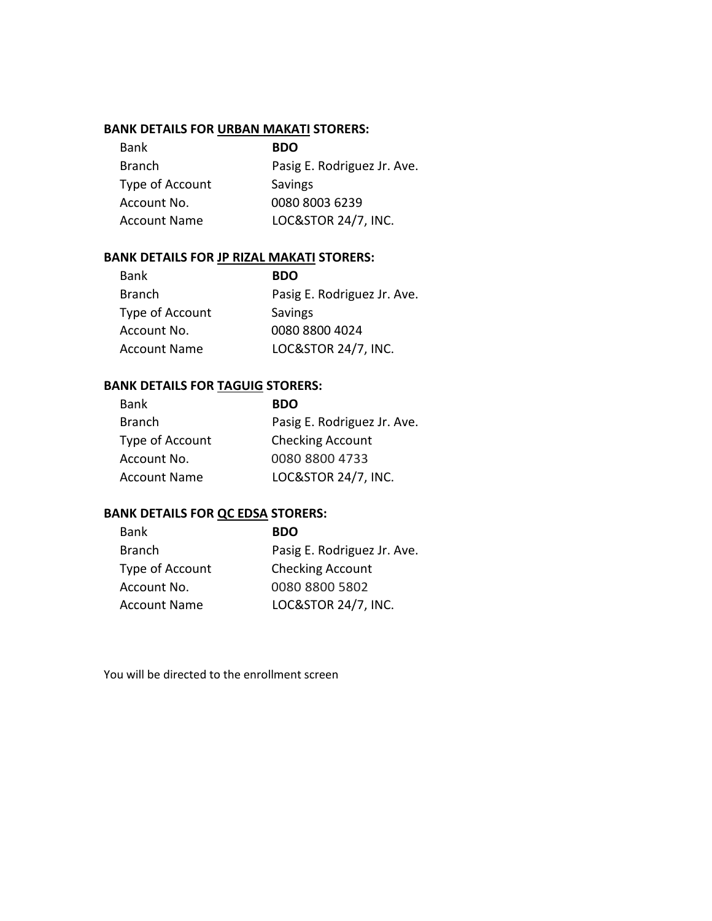**BANK DETAILS FOR URBAN MAKATI STORERS:**

| | |
|---|---|
| Bank | **BDO** |
| Branch | Pasig E. Rodriguez Jr. Ave. |
| Type of Account | Savings |
| Account No. | 0080 8003 6239 |
| Account Name | LOC&STOR 24/7, INC. |

**BANK DETAILS FOR JP RIZAL MAKATI STORERS:**

| | |
|---|---|
| Bank | **BDO** |
| Branch | Pasig E. Rodriguez Jr. Ave. |
| Type of Account | Savings |
| Account No. | 0080 8800 4024 |
| Account Name | LOC&STOR 24/7, INC. |

**BANK DETAILS FOR TAGUIG STORERS:**

| | |
|---|---|
| Bank | **BDO** |
| Branch | Pasig E. Rodriguez Jr. Ave. |
| Type of Account | Checking Account |
| Account No. | 0080 8800 4733 |
| Account Name | LOC&STOR 24/7, INC. |

**BANK DETAILS FOR QC EDSA STORERS:**

| | |
|---|---|
| Bank | **BDO** |
| Branch | Pasig E. Rodriguez Jr. Ave. |
| Type of Account | Checking Account |
| Account No. | 0080 8800 5802 |
| Account Name | LOC&STOR 24/7, INC. |

You will be directed to the enrollment screen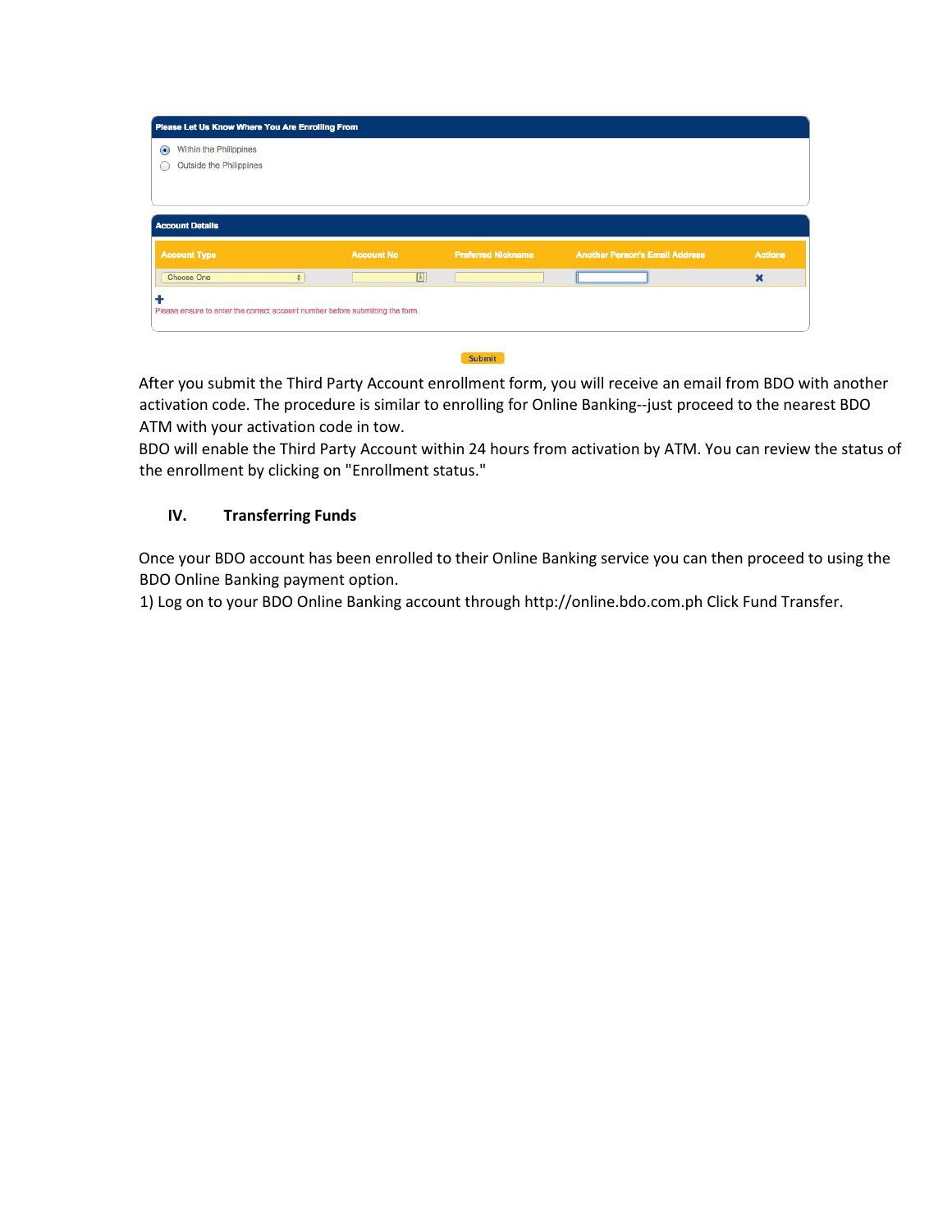**Please Let Us Know Where You Are Enrolling From**

- (•) Within the Philippines
- ( ) Outside the Philippines

**Account Details**

| Account Type | Account No | Preferred Nickname | Another Person's Email Address | Actions |
|---|---|---|---|---|
| Choose One | | | | ✖ |

+

Please ensure to enter the correct account number before submitting the form.

Submit

After you submit the Third Party Account enrollment form, you will receive an email from BDO with another activation code. The procedure is similar to enrolling for Online Banking--just proceed to the nearest BDO ATM with your activation code in tow.

BDO will enable the Third Party Account within 24 hours from activation by ATM. You can review the status of the enrollment by clicking on "Enrollment status."

## IV. Transferring Funds

Once your BDO account has been enrolled to their Online Banking service you can then proceed to using the BDO Online Banking payment option.

1) Log on to your BDO Online Banking account through http://online.bdo.com.ph Click Fund Transfer.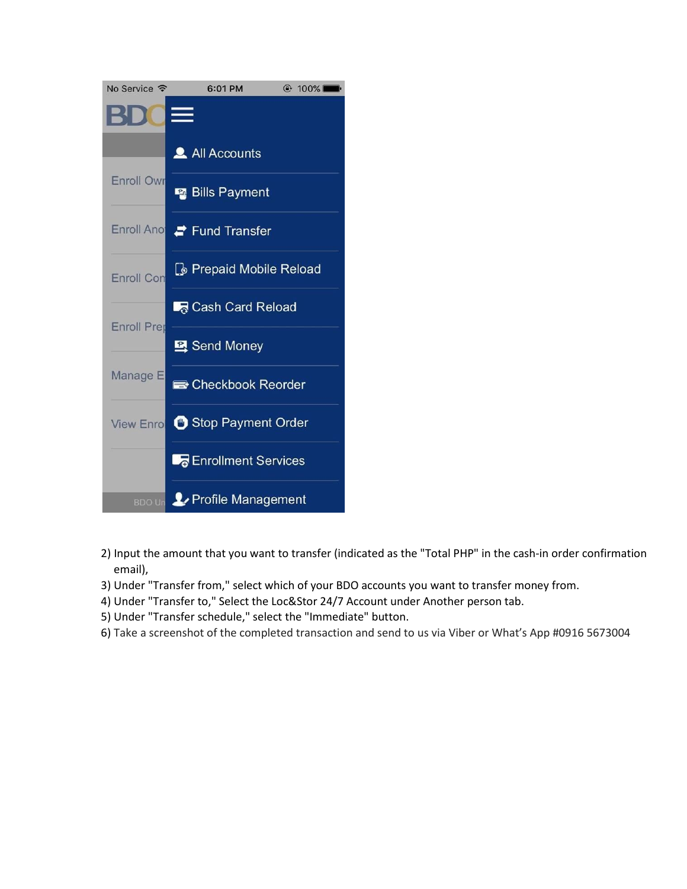2) Input the amount that you want to transfer (indicated as the "Total PHP" in the cash-in order confirmation email),
3) Under "Transfer from," select which of your BDO accounts you want to transfer money from.
4) Under "Transfer to," Select the Loc&Stor 24/7 Account under Another person tab.
5) Under "Transfer schedule," select the "Immediate" button.
6) Take a screenshot of the completed transaction and send to us via Viber or What's App #0916 5673004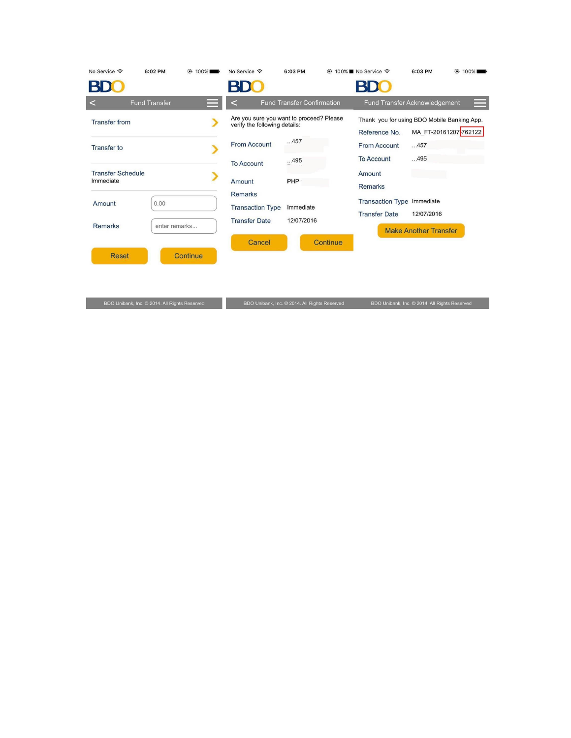No Service 6:02 PM 100%

BDO

Fund Transfer

Transfer from

Transfer to

Transfer Schedule
Immediate

Amount 0.00

Remarks enter remarks...

Reset Continue

BDO Unibank, Inc. © 2014. All Rights Reserved

No Service 6:03 PM 100%

BDO

Fund Transfer Confirmation

Are you sure you want to proceed? Please verify the following details:

| | |
|---|---|
| From Account | ...457 |
| To Account | ...495 |
| Amount | PHP |
| Remarks | |
| Transaction Type | Immediate |
| Transfer Date | 12/07/2016 |

Cancel Continue

BDO Unibank, Inc. © 2014. All Rights Reserved

No Service 6:03 PM 100%

BDO

Fund Transfer Acknowledgement

Thank you for using BDO Mobile Banking App.

| | |
|---|---|
| Reference No. | MA_FT-20161207762122 |
| From Account | ...457 |
| To Account | ...495 |
| Amount | |
| Remarks | |
| Transaction Type | Immediate |
| Transfer Date | 12/07/2016 |

Make Another Transfer

BDO Unibank, Inc. © 2014. All Rights Reserved